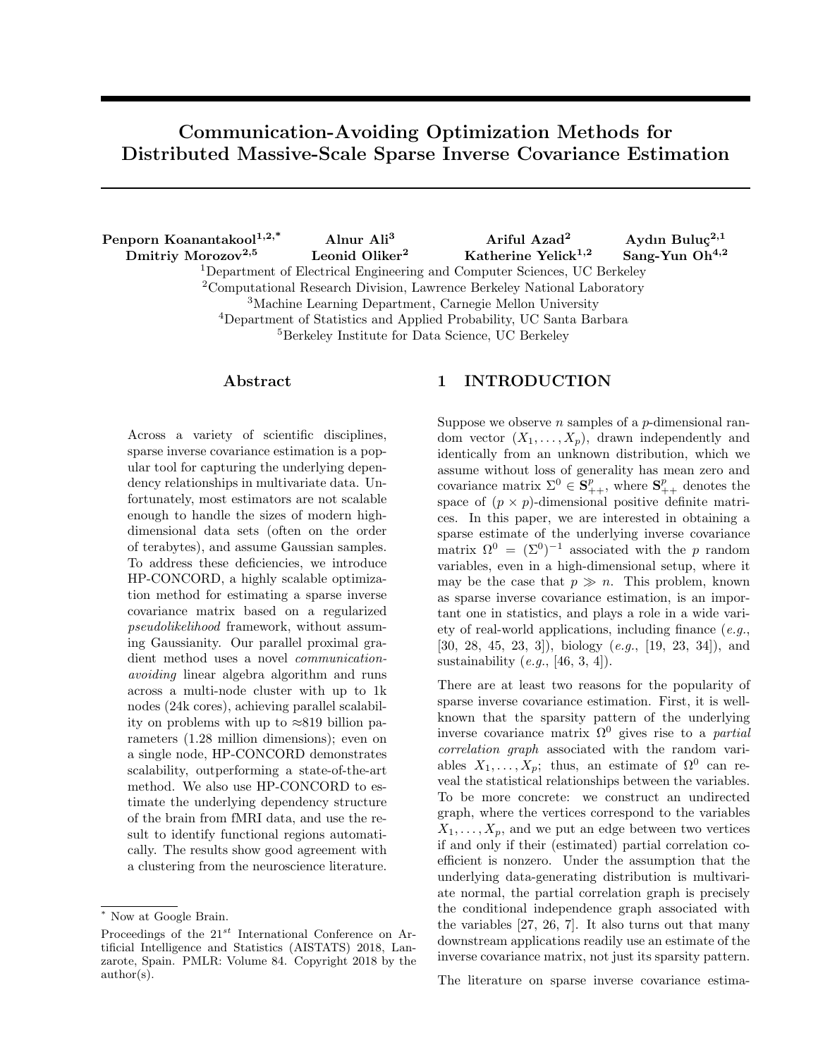# Communication-Avoiding Optimization Methods for Distributed Massive-Scale Sparse Inverse Covariance Estimation

**Penporn Koanantakool[1,2,*]** **Alnur Ali[3]** **Ariful Azad[2]** **Aydın Buluç[2,1]**
**Dmitriy Morozov[2,5]** **Leonid Oliker[2]** **Katherine Yelick[1,2]** **Sang-Yun Oh[4,2]**

[1]Department of Electrical Engineering and Computer Sciences, UC Berkeley
[2]Computational Research Division, Lawrence Berkeley National Laboratory
[3]Machine Learning Department, Carnegie Mellon University
[4]Department of Statistics and Applied Probability, UC Santa Barbara
[5]Berkeley Institute for Data Science, UC Berkeley

## Abstract

Across a variety of scientific disciplines, sparse inverse covariance estimation is a popular tool for capturing the underlying dependency relationships in multivariate data. Unfortunately, most estimators are not scalable enough to handle the sizes of modern high-dimensional data sets (often on the order of terabytes), and assume Gaussian samples. To address these deficiencies, we introduce HP-CONCORD, a highly scalable optimization method for estimating a sparse inverse covariance matrix based on a regularized *pseudolikelihood* framework, without assuming Gaussianity. Our parallel proximal gradient method uses a novel *communication-avoiding* linear algebra algorithm and runs across a multi-node cluster with up to 1k nodes (24k cores), achieving parallel scalability on problems with up to ≈819 billion parameters (1.28 million dimensions); even on a single node, HP-CONCORD demonstrates scalability, outperforming a state-of-the-art method. We also use HP-CONCORD to estimate the underlying dependency structure of the brain from fMRI data, and use the result to identify functional regions automatically. The results show good agreement with a clustering from the neuroscience literature.

## 1 INTRODUCTION

Suppose we observe $n$ samples of a $p$-dimensional random vector $(X_1, \ldots, X_p)$, drawn independently and identically from an unknown distribution, which we assume without loss of generality has mean zero and covariance matrix $\Sigma^0 \in \mathbf{S}^p_{++}$, where $\mathbf{S}^p_{++}$ denotes the space of $(p \times p)$-dimensional positive definite matrices. In this paper, we are interested in obtaining a sparse estimate of the underlying inverse covariance matrix $\Omega^0 = (\Sigma^0)^{-1}$ associated with the $p$ random variables, even in a high-dimensional setup, where it may be the case that $p \gg n$. This problem, known as sparse inverse covariance estimation, is an important one in statistics, and plays a role in a wide variety of real-world applications, including finance (*e.g.*, [30, 28, 45, 23, 3]), biology (*e.g.*, [19, 23, 34]), and sustainability (*e.g.*, [46, 3, 4]).

There are at least two reasons for the popularity of sparse inverse covariance estimation. First, it is well-known that the sparsity pattern of the underlying inverse covariance matrix $\Omega^0$ gives rise to a *partial correlation graph* associated with the random variables $X_1, \ldots, X_p$; thus, an estimate of $\Omega^0$ can reveal the statistical relationships between the variables. To be more concrete: we construct an undirected graph, where the vertices correspond to the variables $X_1, \ldots, X_p$, and we put an edge between two vertices if and only if their (estimated) partial correlation coefficient is nonzero. Under the assumption that the underlying data-generating distribution is multivariate normal, the partial correlation graph is precisely the conditional independence graph associated with the variables [27, 26, 7]. It also turns out that many downstream applications readily use an estimate of the inverse covariance matrix, not just its sparsity pattern.

The literature on sparse inverse covariance estima-

* Now at Google Brain.

Proceedings of the 21st International Conference on Artificial Intelligence and Statistics (AISTATS) 2018, Lanzarote, Spain. PMLR: Volume 84. Copyright 2018 by the author(s).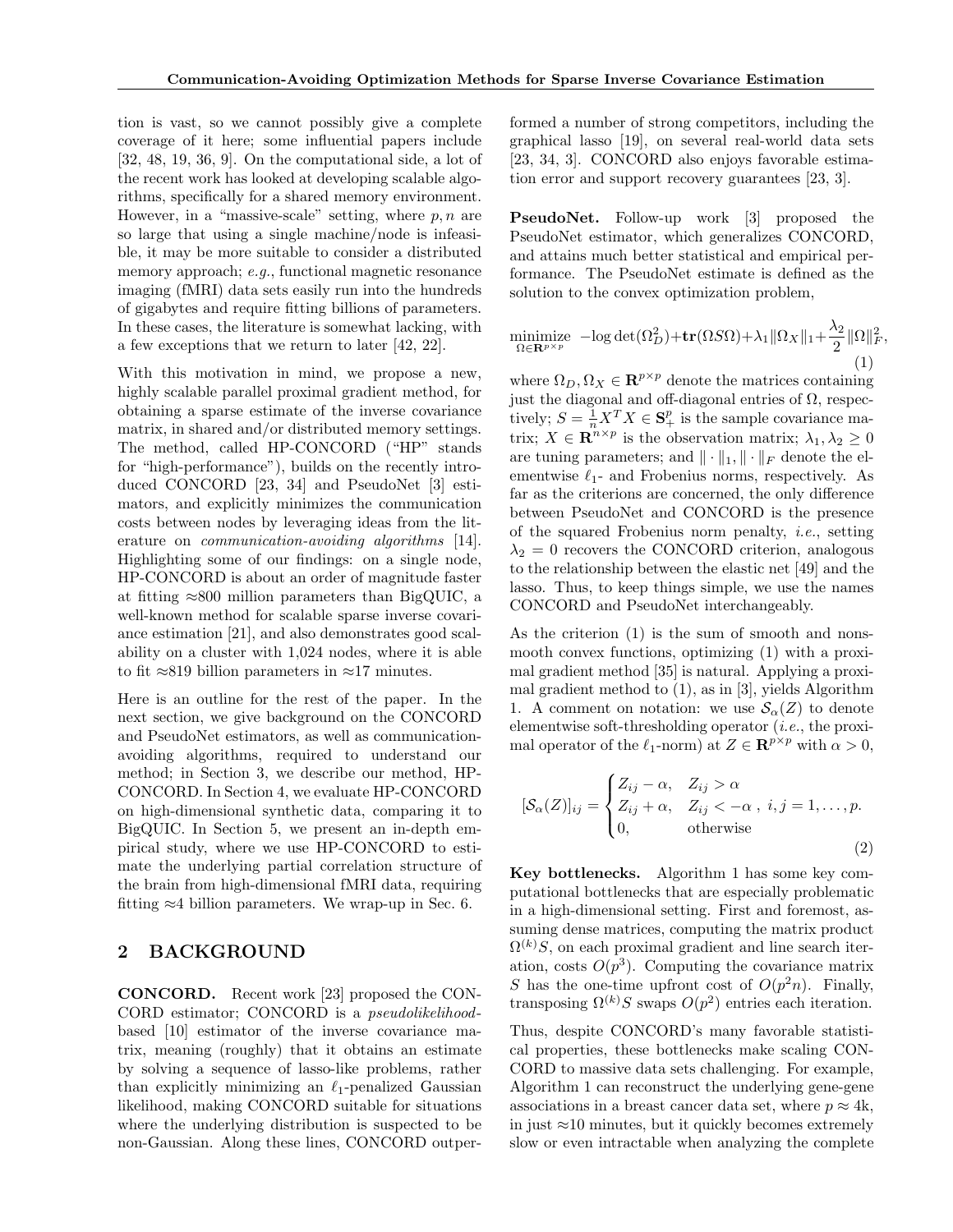tion is vast, so we cannot possibly give a complete coverage of it here; some influential papers include [32, 48, 19, 36, 9]. On the computational side, a lot of the recent work has looked at developing scalable algorithms, specifically for a shared memory environment. However, in a "massive-scale" setting, where $p, n$ are so large that using a single machine/node is infeasible, it may be more suitable to consider a distributed memory approach; *e.g.*, functional magnetic resonance imaging (fMRI) data sets easily run into the hundreds of gigabytes and require fitting billions of parameters. In these cases, the literature is somewhat lacking, with a few exceptions that we return to later [42, 22].

With this motivation in mind, we propose a new, highly scalable parallel proximal gradient method, for obtaining a sparse estimate of the inverse covariance matrix, in shared and/or distributed memory settings. The method, called HP-CONCORD ("HP" stands for "high-performance"), builds on the recently introduced CONCORD [23, 34] and PseudoNet [3] estimators, and explicitly minimizes the communication costs between nodes by leveraging ideas from the literature on *communication-avoiding algorithms* [14]. Highlighting some of our findings: on a single node, HP-CONCORD is about an order of magnitude faster at fitting ≈800 million parameters than BigQUIC, a well-known method for scalable sparse inverse covariance estimation [21], and also demonstrates good scalability on a cluster with 1,024 nodes, where it is able to fit ≈819 billion parameters in ≈17 minutes.

Here is an outline for the rest of the paper. In the next section, we give background on the CONCORD and PseudoNet estimators, as well as communication-avoiding algorithms, required to understand our method; in Section 3, we describe our method, HP-CONCORD. In Section 4, we evaluate HP-CONCORD on high-dimensional synthetic data, comparing it to BigQUIC. In Section 5, we present an in-depth empirical study, where we use HP-CONCORD to estimate the underlying partial correlation structure of the brain from high-dimensional fMRI data, requiring fitting ≈4 billion parameters. We wrap-up in Sec. 6.

## 2 BACKGROUND

**CONCORD.** Recent work [23] proposed the CONCORD estimator; CONCORD is a *pseudolikelihood*-based [10] estimator of the inverse covariance matrix, meaning (roughly) that it obtains an estimate by solving a sequence of lasso-like problems, rather than explicitly minimizing an $\ell_1$-penalized Gaussian likelihood, making CONCORD suitable for situations where the underlying distribution is suspected to be non-Gaussian. Along these lines, CONCORD outperformed a number of strong competitors, including the graphical lasso [19], on several real-world data sets [23, 34, 3]. CONCORD also enjoys favorable estimation error and support recovery guarantees [23, 3].

**PseudoNet.** Follow-up work [3] proposed the PseudoNet estimator, which generalizes CONCORD, and attains much better statistical and empirical performance. The PseudoNet estimate is defined as the solution to the convex optimization problem,

$$\underset{\Omega \in \mathbf{R}^{p\times p}}{\text{minimize}} \ -\log\det(\Omega_D^2) + \mathbf{tr}(\Omega S \Omega) + \lambda_1 \|\Omega_X\|_1 + \frac{\lambda_2}{2}\|\Omega\|_F^2, \tag{1}$$

where $\Omega_D, \Omega_X \in \mathbf{R}^{p\times p}$ denote the matrices containing just the diagonal and off-diagonal entries of $\Omega$, respectively; $S = \frac{1}{n}X^T X \in \mathbf{S}_+^p$ is the sample covariance matrix; $X \in \mathbf{R}^{n\times p}$ is the observation matrix; $\lambda_1, \lambda_2 \geq 0$ are tuning parameters; and $\|\cdot\|_1, \|\cdot\|_F$ denote the elementwise $\ell_1$- and Frobenius norms, respectively. As far as the criterions are concerned, the only difference between PseudoNet and CONCORD is the presence of the squared Frobenius norm penalty, *i.e.*, setting $\lambda_2 = 0$ recovers the CONCORD criterion, analogous to the relationship between the elastic net [49] and the lasso. Thus, to keep things simple, we use the names CONCORD and PseudoNet interchangeably.

As the criterion (1) is the sum of smooth and nonsmooth convex functions, optimizing (1) with a proximal gradient method [35] is natural. Applying a proximal gradient method to (1), as in [3], yields Algorithm 1. A comment on notation: we use $\mathcal{S}_\alpha(Z)$ to denote elementwise soft-thresholding operator (*i.e.*, the proximal operator of the $\ell_1$-norm) at $Z \in \mathbf{R}^{p\times p}$ with $\alpha > 0$,

$$[\mathcal{S}_\alpha(Z)]_{ij} = \begin{cases} Z_{ij} - \alpha, & Z_{ij} > \alpha \\ Z_{ij} + \alpha, & Z_{ij} < -\alpha \\ 0, & \text{otherwise} \end{cases}, \ i,j = 1,\ldots,p. \tag{2}$$

**Key bottlenecks.** Algorithm 1 has some key computational bottlenecks that are especially problematic in a high-dimensional setting. First and foremost, assuming dense matrices, computing the matrix product $\Omega^{(k)}S$, on each proximal gradient and line search iteration, costs $O(p^3)$. Computing the covariance matrix $S$ has the one-time upfront cost of $O(p^2 n)$. Finally, transposing $\Omega^{(k)}S$ swaps $O(p^2)$ entries each iteration.

Thus, despite CONCORD's many favorable statistical properties, these bottlenecks make scaling CONCORD to massive data sets challenging. For example, Algorithm 1 can reconstruct the underlying gene-gene associations in a breast cancer data set, where $p \approx 4$k, in just ≈10 minutes, but it quickly becomes extremely slow or even intractable when analyzing the complete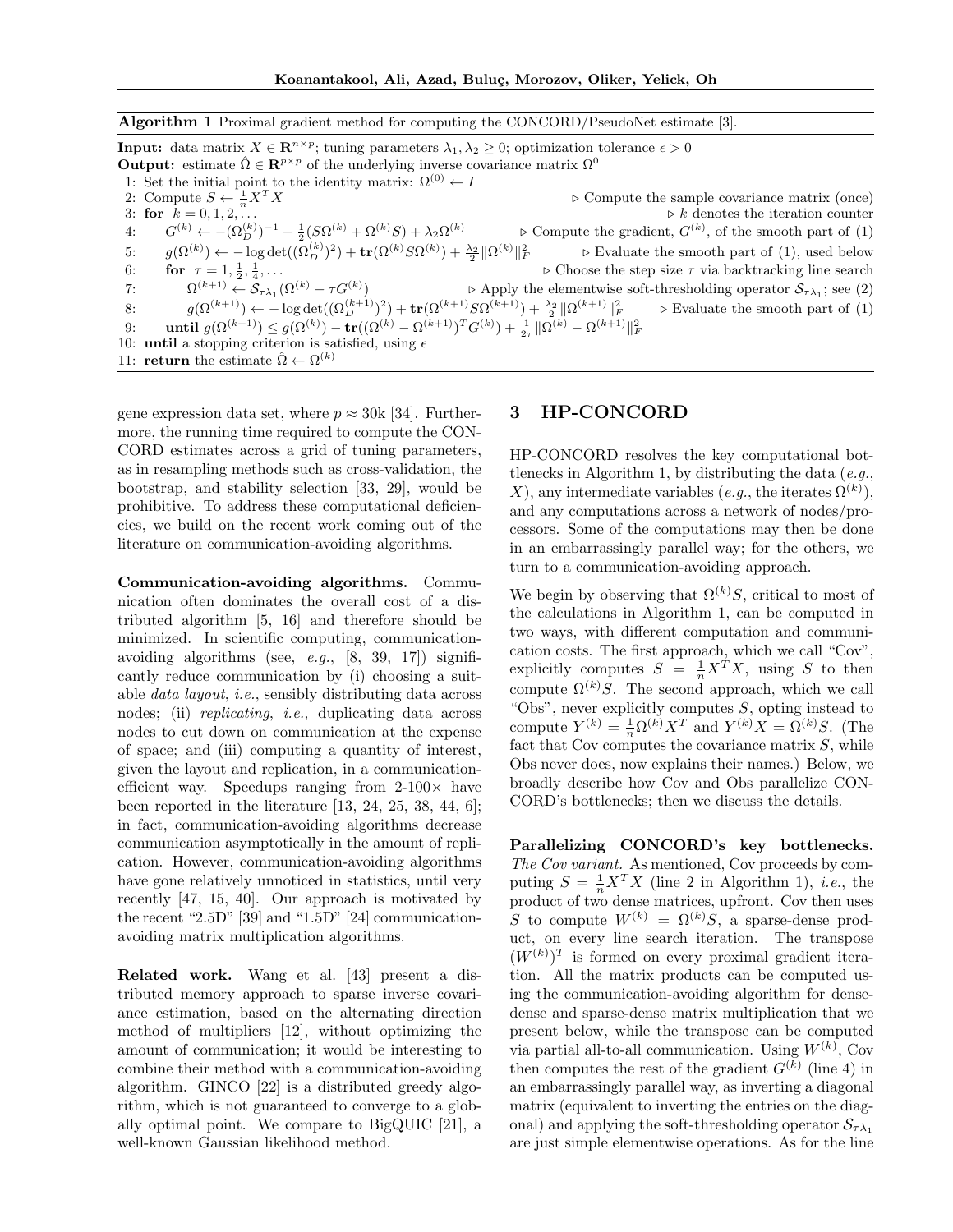**Algorithm 1** Proximal gradient method for computing the CONCORD/PseudoNet estimate [3].

**Input:** data matrix $X \in \mathbf{R}^{n \times p}$; tuning parameters $\lambda_1, \lambda_2 \geq 0$; optimization tolerance $\epsilon > 0$
**Output:** estimate $\hat{\Omega} \in \mathbf{R}^{p \times p}$ of the underlying inverse covariance matrix $\Omega^0$

1: Set the initial point to the identity matrix: $\Omega^{(0)} \leftarrow I$
2: Compute $S \leftarrow \frac{1}{n} X^T X$ ▷ Compute the sample covariance matrix (once)
3: **for** $k = 0, 1, 2, \ldots$ ▷ $k$ denotes the iteration counter
4: $\quad G^{(k)} \leftarrow -(\Omega_D^{(k)})^{-1} + \frac{1}{2}(S\Omega^{(k)} + \Omega^{(k)} S) + \lambda_2 \Omega^{(k)}$ ▷ Compute the gradient, $G^{(k)}$, of the smooth part of (1)
5: $\quad g(\Omega^{(k)}) \leftarrow -\log\det((\Omega_D^{(k)})^2) + \mathbf{tr}(\Omega^{(k)} S \Omega^{(k)}) + \frac{\lambda_2}{2}\|\Omega^{(k)}\|_F^2$ ▷ Evaluate the smooth part of (1), used below
6: $\quad$ **for** $\tau = 1, \frac{1}{2}, \frac{1}{4}, \ldots$ ▷ Choose the step size $\tau$ via backtracking line search
7: $\quad\quad \Omega^{(k+1)} \leftarrow \mathcal{S}_{\tau\lambda_1}(\Omega^{(k)} - \tau G^{(k)})$ ▷ Apply the elementwise soft-thresholding operator $\mathcal{S}_{\tau\lambda_1}$; see (2)
8: $\quad\quad g(\Omega^{(k+1)}) \leftarrow -\log\det((\Omega_D^{(k+1)})^2) + \mathbf{tr}(\Omega^{(k+1)} S \Omega^{(k+1)}) + \frac{\lambda_2}{2}\|\Omega^{(k+1)}\|_F^2$ ▷ Evaluate the smooth part of (1)
9: $\quad$ **until** $g(\Omega^{(k+1)}) \leq g(\Omega^{(k)}) - \mathbf{tr}((\Omega^{(k)} - \Omega^{(k+1)})^T G^{(k)}) + \frac{1}{2\tau}\|\Omega^{(k)} - \Omega^{(k+1)}\|_F^2$
10: **until** a stopping criterion is satisfied, using $\epsilon$
11: **return** the estimate $\hat{\Omega} \leftarrow \Omega^{(k)}$

gene expression data set, where $p \approx 30$k [34]. Furthermore, the running time required to compute the CONCORD estimates across a grid of tuning parameters, as in resampling methods such as cross-validation, the bootstrap, and stability selection [33, 29], would be prohibitive. To address these computational deficiencies, we build on the recent work coming out of the literature on communication-avoiding algorithms.

**Communication-avoiding algorithms.** Communication often dominates the overall cost of a distributed algorithm [5, 16] and therefore should be minimized. In scientific computing, communication-avoiding algorithms (see, *e.g.*, [8, 39, 17]) significantly reduce communication by (i) choosing a suitable *data layout*, *i.e.*, sensibly distributing data across nodes; (ii) *replicating*, *i.e.*, duplicating data across nodes to cut down on communication at the expense of space; and (iii) computing a quantity of interest, given the layout and replication, in a communication-efficient way. Speedups ranging from 2-100× have been reported in the literature [13, 24, 25, 38, 44, 6]; in fact, communication-avoiding algorithms decrease communication asymptotically in the amount of replication. However, communication-avoiding algorithms have gone relatively unnoticed in statistics, until very recently [47, 15, 40]. Our approach is motivated by the recent "2.5D" [39] and "1.5D" [24] communication-avoiding matrix multiplication algorithms.

**Related work.** Wang et al. [43] present a distributed memory approach to sparse inverse covariance estimation, based on the alternating direction method of multipliers [12], without optimizing the amount of communication; it would be interesting to combine their method with a communication-avoiding algorithm. GINCO [22] is a distributed greedy algorithm, which is not guaranteed to converge to a globally optimal point. We compare to BigQUIC [21], a well-known Gaussian likelihood method.

# 3 HP-CONCORD

HP-CONCORD resolves the key computational bottlenecks in Algorithm 1, by distributing the data (*e.g.*, $X$), any intermediate variables (*e.g.*, the iterates $\Omega^{(k)}$), and any computations across a network of nodes/processors. Some of the computations may then be done in an embarrassingly parallel way; for the others, we turn to a communication-avoiding approach.

We begin by observing that $\Omega^{(k)} S$, critical to most of the calculations in Algorithm 1, can be computed in two ways, with different computation and communication costs. The first approach, which we call "Cov", explicitly computes $S = \frac{1}{n} X^T X$, using $S$ to then compute $\Omega^{(k)} S$. The second approach, which we call "Obs", never explicitly computes $S$, opting instead to compute $Y^{(k)} = \frac{1}{n}\Omega^{(k)} X^T$ and $Y^{(k)} X = \Omega^{(k)} S$. (The fact that Cov computes the covariance matrix $S$, while Obs never does, now explains their names.) Below, we broadly describe how Cov and Obs parallelize CONCORD's bottlenecks; then we discuss the details.

**Parallelizing CONCORD's key bottlenecks.** *The Cov variant.* As mentioned, Cov proceeds by computing $S = \frac{1}{n} X^T X$ (line 2 in Algorithm 1), *i.e.*, the product of two dense matrices, upfront. Cov then uses $S$ to compute $W^{(k)} = \Omega^{(k)} S$, a sparse-dense product, on every line search iteration. The transpose $(W^{(k)})^T$ is formed on every proximal gradient iteration. All the matrix products can be computed using the communication-avoiding algorithm for dense-dense and sparse-dense matrix multiplication that we present below, while the transpose can be computed via partial all-to-all communication. Using $W^{(k)}$, Cov then computes the rest of the gradient $G^{(k)}$ (line 4) in an embarrassingly parallel way, as inverting a diagonal matrix (equivalent to inverting the entries on the diagonal) and applying the soft-thresholding operator $\mathcal{S}_{\tau\lambda_1}$ are just simple elementwise operations. As for the line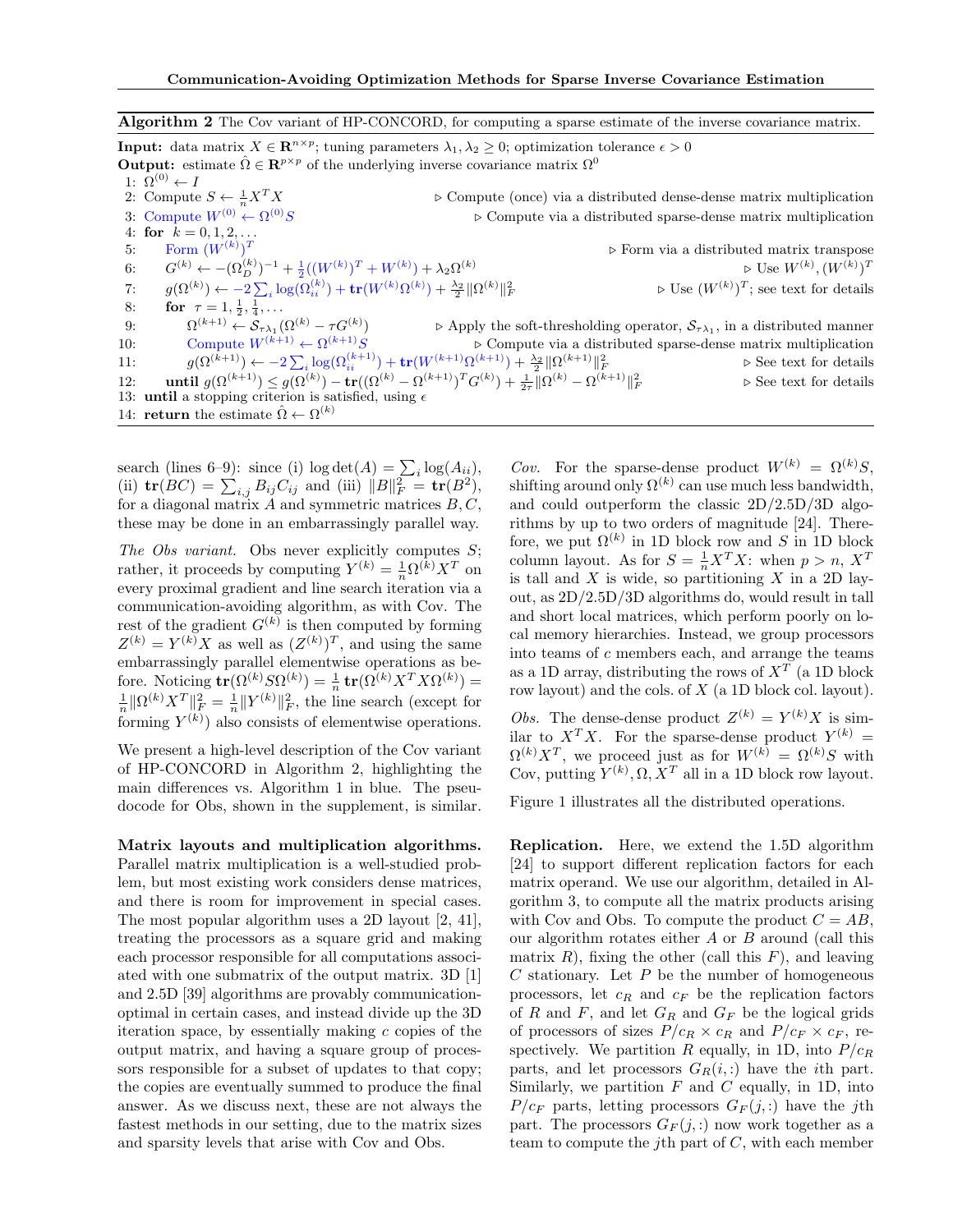**Algorithm 2** The Cov variant of HP-CONCORD, for computing a sparse estimate of the inverse covariance matrix.

**Input:** data matrix $X \in \mathbf{R}^{n \times p}$; tuning parameters $\lambda_1, \lambda_2 \geq 0$; optimization tolerance $\epsilon > 0$

**Output:** estimate $\hat{\Omega} \in \mathbf{R}^{p \times p}$ of the underlying inverse covariance matrix $\Omega^0$

1: $\Omega^{(0)} \leftarrow I$
2: Compute $S \leftarrow \frac{1}{n} X^T X$ ▷ Compute (once) via a distributed dense-dense matrix multiplication
3: Compute $W^{(0)} \leftarrow \Omega^{(0)} S$ ▷ Compute via a distributed sparse-dense matrix multiplication
4: **for** $k = 0, 1, 2, \ldots$
5: Form $(W^{(k)})^T$ ▷ Form via a distributed matrix transpose
6: $G^{(k)} \leftarrow -(\Omega_D^{(k)})^{-1} + \frac{1}{2}((W^{(k)})^T + W^{(k)}) + \lambda_2 \Omega^{(k)}$ ▷ Use $W^{(k)}, (W^{(k)})^T$
7: $g(\Omega^{(k)}) \leftarrow -2 \sum_i \log(\Omega_{ii}^{(k)}) + \mathbf{tr}(W^{(k)} \Omega^{(k)}) + \frac{\lambda_2}{2} \|\Omega^{(k)}\|_F^2$ ▷ Use $(W^{(k)})^T$; see text for details
8: **for** $\tau = 1, \frac{1}{2}, \frac{1}{4}, \ldots$
9: $\Omega^{(k+1)} \leftarrow \mathcal{S}_{\tau\lambda_1}(\Omega^{(k)} - \tau G^{(k)})$ ▷ Apply the soft-thresholding operator, $\mathcal{S}_{\tau\lambda_1}$, in a distributed manner
10: Compute $W^{(k+1)} \leftarrow \Omega^{(k+1)} S$ ▷ Compute via a distributed sparse-dense matrix multiplication
11: $g(\Omega^{(k+1)}) \leftarrow -2 \sum_i \log(\Omega_{ii}^{(k+1)}) + \mathbf{tr}(W^{(k+1)} \Omega^{(k+1)}) + \frac{\lambda_2}{2} \|\Omega^{(k+1)}\|_F^2$ ▷ See text for details
12: **until** $g(\Omega^{(k+1)}) \leq g(\Omega^{(k)}) - \mathbf{tr}((\Omega^{(k)} - \Omega^{(k+1)})^T G^{(k)}) + \frac{1}{2\tau} \|\Omega^{(k)} - \Omega^{(k+1)}\|_F^2$ ▷ See text for details
13: **until** a stopping criterion is satisfied, using $\epsilon$
14: **return** the estimate $\hat{\Omega} \leftarrow \Omega^{(k)}$

search (lines 6–9): since (i) $\log\det(A) = \sum_i \log(A_{ii})$, (ii) $\mathbf{tr}(BC) = \sum_{i,j} B_{ij} C_{ij}$ and (iii) $\|B\|_F^2 = \mathbf{tr}(B^2)$, for a diagonal matrix $A$ and symmetric matrices $B, C$, these may be done in an embarrassingly parallel way.

*The Obs variant.* Obs never explicitly computes $S$; rather, it proceeds by computing $Y^{(k)} = \frac{1}{n} \Omega^{(k)} X^T$ on every proximal gradient and line search iteration via a communication-avoiding algorithm, as with Cov. The rest of the gradient $G^{(k)}$ is then computed by forming $Z^{(k)} = Y^{(k)} X$ as well as $(Z^{(k)})^T$, and using the same embarrassingly parallel elementwise operations as before. Noticing $\mathbf{tr}(\Omega^{(k)} S \Omega^{(k)}) = \frac{1}{n} \mathbf{tr}(\Omega^{(k)} X^T X \Omega^{(k)}) = \frac{1}{n} \|\Omega^{(k)} X^T\|_F^2 = \frac{1}{n} \|Y^{(k)}\|_F^2$, the line search (except for forming $Y^{(k)}$) also consists of elementwise operations.

We present a high-level description of the Cov variant of HP-CONCORD in Algorithm 2, highlighting the main differences vs. Algorithm 1 in blue. The pseudocode for Obs, shown in the supplement, is similar.

**Matrix layouts and multiplication algorithms.** Parallel matrix multiplication is a well-studied problem, but most existing work considers dense matrices, and there is room for improvement in special cases. The most popular algorithm uses a 2D layout [2, 41], treating the processors as a square grid and making each processor responsible for all computations associated with one submatrix of the output matrix. 3D [1] and 2.5D [39] algorithms are provably communication-optimal in certain cases, and instead divide up the 3D iteration space, by essentially making $c$ copies of the output matrix, and having a square group of processors responsible for a subset of updates to that copy; the copies are eventually summed to produce the final answer. As we discuss next, these are not always the fastest methods in our setting, due to the matrix sizes and sparsity levels that arise with Cov and Obs.

*Cov.* For the sparse-dense product $W^{(k)} = \Omega^{(k)} S$, shifting around only $\Omega^{(k)}$ can use much less bandwidth, and could outperform the classic 2D/2.5D/3D algorithms by up to two orders of magnitude [24]. Therefore, we put $\Omega^{(k)}$ in 1D block row and $S$ in 1D block column layout. As for $S = \frac{1}{n} X^T X$: when $p > n$, $X^T$ is tall and $X$ is wide, so partitioning $X$ in a 2D layout, as 2D/2.5D/3D algorithms do, would result in tall and short local matrices, which perform poorly on local memory hierarchies. Instead, we group processors into teams of $c$ members each, and arrange the teams as a 1D array, distributing the rows of $X^T$ (a 1D block row layout) and the cols. of $X$ (a 1D block col. layout).

*Obs.* The dense-dense product $Z^{(k)} = Y^{(k)} X$ is similar to $X^T X$. For the sparse-dense product $Y^{(k)} = \Omega^{(k)} X^T$, we proceed just as for $W^{(k)} = \Omega^{(k)} S$ with Cov, putting $Y^{(k)}, \Omega, X^T$ all in a 1D block row layout.

Figure 1 illustrates all the distributed operations.

**Replication.** Here, we extend the 1.5D algorithm [24] to support different replication factors for each matrix operand. We use our algorithm, detailed in Algorithm 3, to compute all the matrix products arising with Cov and Obs. To compute the product $C = AB$, our algorithm rotates either $A$ or $B$ around (call this matrix $R$), fixing the other (call this $F$), and leaving $C$ stationary. Let $P$ be the number of homogeneous processors, let $c_R$ and $c_F$ be the replication factors of $R$ and $F$, and let $G_R$ and $G_F$ be the logical grids of processors of sizes $P/c_R \times c_R$ and $P/c_F \times c_F$, respectively. We partition $R$ equally, in 1D, into $P/c_R$ parts, and let processors $G_R(i, :)$ have the $i$th part. Similarly, we partition $F$ and $C$ equally, in 1D, into $P/c_F$ parts, letting processors $G_F(j, :)$ have the $j$th part. The processors $G_F(j, :)$ now work together as a team to compute the $j$th part of $C$, with each member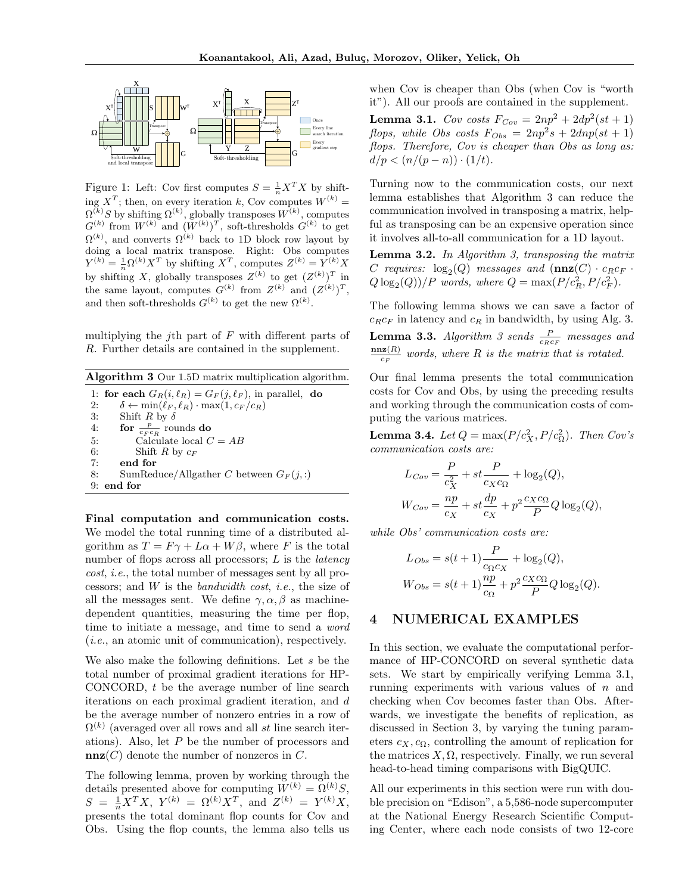Figure 1: Left: Cov first computes $S = \frac{1}{n}X^T X$ by shifting $X^T$; then, on every iteration $k$, Cov computes $W^{(k)} = \Omega^{(k)}S$ by shifting $\Omega^{(k)}$, globally transposes $W^{(k)}$, computes $G^{(k)}$ from $W^{(k)}$ and $(W^{(k)})^T$, soft-thresholds $G^{(k)}$ to get $\Omega^{(k)}$, and converts $\Omega^{(k)}$ back to 1D block row layout by doing a local matrix transpose. Right: Obs computes $Y^{(k)} = \frac{1}{n}\Omega^{(k)}X^T$ by shifting $X^T$, computes $Z^{(k)} = Y^{(k)}X$ by shifting $X$, globally transposes $Z^{(k)}$ to get $(Z^{(k)})^T$ in the same layout, computes $G^{(k)}$ from $Z^{(k)}$ and $(Z^{(k)})^T$, and then soft-thresholds $G^{(k)}$ to get the new $\Omega^{(k)}$.

multiplying the $j$th part of $F$ with different parts of $R$. Further details are contained in the supplement.

**Algorithm 3** Our 1.5D matrix multiplication algorithm.

```
1: for each G_R(i, ℓ_R) = G_F(j, ℓ_F), in parallel, do
2:     δ ← min(ℓ_F, ℓ_R) · max(1, c_F/c_R)
3:     Shift R by δ
4:     for p/(c_F c_R) rounds do
5:         Calculate local C = AB
6:         Shift R by c_F
7:     end for
8:     SumReduce/Allgather C between G_F(j, :)
9: end for
```

**Final computation and communication costs.** We model the total running time of a distributed algorithm as $T = F\gamma + L\alpha + W\beta$, where $F$ is the total number of flops across all processors; $L$ is the *latency cost*, *i.e.*, the total number of messages sent by all processors; and $W$ is the *bandwidth cost*, *i.e.*, the size of all the messages sent. We define $\gamma, \alpha, \beta$ as machine-dependent quantities, measuring the time per flop, time to initiate a message, and time to send a *word* (*i.e.*, an atomic unit of communication), respectively.

We also make the following definitions. Let $s$ be the total number of proximal gradient iterations for HP-CONCORD, $t$ be the average number of line search iterations on each proximal gradient iteration, and $d$ be the average number of nonzero entries in a row of $\Omega^{(k)}$ (averaged over all rows and all $st$ line search iterations). Also, let $P$ be the number of processors and $\mathbf{nnz}(C)$ denote the number of nonzeros in $C$.

The following lemma, proven by working through the details presented above for computing $W^{(k)} = \Omega^{(k)}S$, $S = \frac{1}{n}X^T X$, $Y^{(k)} = \Omega^{(k)}X^T$, and $Z^{(k)} = Y^{(k)}X$, presents the total dominant flop counts for Cov and Obs. Using the flop counts, the lemma also tells us when Cov is cheaper than Obs (when Cov is "worth it"). All our proofs are contained in the supplement.

**Lemma 3.1.** *Cov costs $F_{Cov} = 2np^2 + 2dp^2(st+1)$ flops, while Obs costs $F_{Obs} = 2np^2 s + 2dnp(st+1)$ flops. Therefore, Cov is cheaper than Obs as long as: $d/p < (n/(p-n)) \cdot (1/t)$.*

Turning now to the communication costs, our next lemma establishes that Algorithm 3 can reduce the communication involved in transposing a matrix, helpful as transposing can be an expensive operation since it involves all-to-all communication for a 1D layout.

**Lemma 3.2.** *In Algorithm 3, transposing the matrix $C$ requires: $\log_2(Q)$ messages and $(\mathbf{nnz}(C) \cdot c_R c_F \cdot Q\log_2(Q))/P$ words, where $Q = \max(P/c_R^2, P/c_F^2)$.*

The following lemma shows we can save a factor of $c_R c_F$ in latency and $c_R$ in bandwidth, by using Alg. 3.

**Lemma 3.3.** *Algorithm 3 sends $\frac{P}{c_R c_F}$ messages and $\frac{\mathbf{nnz}(R)}{c_F}$ words, where $R$ is the matrix that is rotated.*

Our final lemma presents the total communication costs for Cov and Obs, by using the preceding results and working through the communication costs of computing the various matrices.

**Lemma 3.4.** *Let $Q = \max(P/c_X^2, P/c_\Omega^2)$. Then Cov's communication costs are:*

$$L_{Cov} = \frac{P}{c_X^2} + st\frac{P}{c_X c_\Omega} + \log_2(Q),$$

$$W_{Cov} = \frac{np}{c_X} + st\frac{dp}{c_X} + p^2\frac{c_X c_\Omega}{P}Q\log_2(Q),$$

*while Obs' communication costs are:*

$$L_{Obs} = s(t+1)\frac{P}{c_\Omega c_X} + \log_2(Q),$$

$$W_{Obs} = s(t+1)\frac{np}{c_\Omega} + p^2\frac{c_X c_\Omega}{P}Q\log_2(Q).$$

## 4 NUMERICAL EXAMPLES

In this section, we evaluate the computational performance of HP-CONCORD on several synthetic data sets. We start by empirically verifying Lemma 3.1, running experiments with various values of $n$ and checking when Cov becomes faster than Obs. Afterwards, we investigate the benefits of replication, as discussed in Section 3, by varying the tuning parameters $c_X, c_\Omega$, controlling the amount of replication for the matrices $X, \Omega$, respectively. Finally, we run several head-to-head timing comparisons with BigQUIC.

All our experiments in this section were run with double precision on "Edison", a 5,586-node supercomputer at the National Energy Research Scientific Computing Center, where each node consists of two 12-core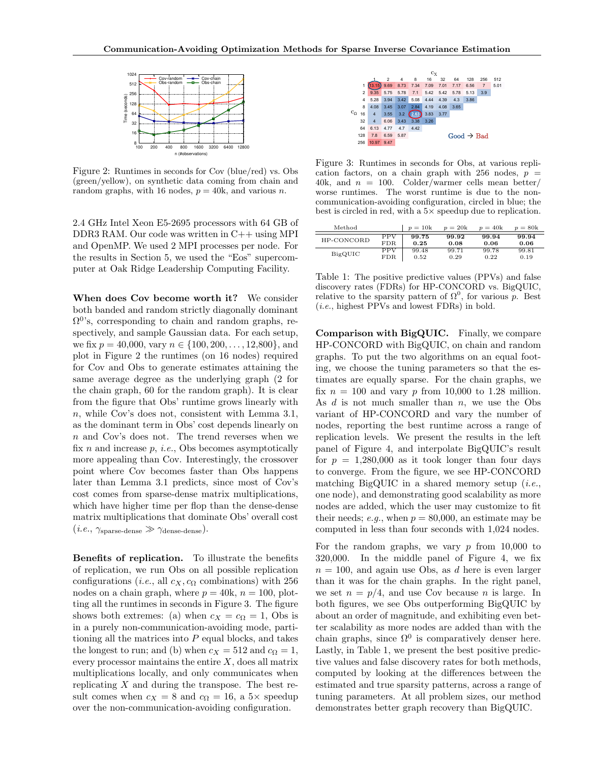Figure 2: Runtimes in seconds for Cov (blue/red) vs. Obs (green/yellow), on synthetic data coming from chain and random graphs, with 16 nodes, $p = 40$k, and various $n$.

2.4 GHz Intel Xeon E5-2695 processors with 64 GB of DDR3 RAM. Our code was written in C++ using MPI and OpenMP. We used 2 MPI processes per node. For the results in Section 5, we used the "Eos" supercomputer at Oak Ridge Leadership Computing Facility.

**When does Cov become worth it?** We consider both banded and random strictly diagonally dominant $\Omega^0$'s, corresponding to chain and random graphs, respectively, and sample Gaussian data. For each setup, we fix $p = 40{,}000$, vary $n \in \{100, 200, \ldots, 12{,}800\}$, and plot in Figure 2 the runtimes (on 16 nodes) required for Cov and Obs to generate estimates attaining the same average degree as the underlying graph (2 for the chain graph, 60 for the random graph). It is clear from the figure that Obs' runtime grows linearly with $n$, while Cov's does not, consistent with Lemma 3.1, as the dominant term in Obs' cost depends linearly on $n$ and Cov's does not. The trend reverses when we fix $n$ and increase $p$, *i.e.*, Obs becomes asymptotically more appealing than Cov. Interestingly, the crossover point where Cov becomes faster than Obs happens later than Lemma 3.1 predicts, since most of Cov's cost comes from sparse-dense matrix multiplications, which have higher time per flop than the dense-dense matrix multiplications that dominate Obs' overall cost (*i.e.*, $\gamma_{\text{sparse-dense}} \gg \gamma_{\text{dense-dense}}$).

**Benefits of replication.** To illustrate the benefits of replication, we run Obs on all possible replication configurations (*i.e.*, all $c_X, c_\Omega$ combinations) with 256 nodes on a chain graph, where $p = 40$k, $n = 100$, plotting all the runtimes in seconds in Figure 3. The figure shows both extremes: (a) when $c_X = c_\Omega = 1$, Obs is in a purely non-communication-avoiding mode, partitioning all the matrices into $P$ equal blocks, and takes the longest to run; and (b) when $c_X = 512$ and $c_\Omega = 1$, every processor maintains the entire $X$, does all matrix multiplications locally, and only communicates when replicating $X$ and during the transpose. The best result comes when $c_X = 8$ and $c_\Omega = 16$, a 5× speedup over the non-communication-avoiding configuration.

| $c_\Omega$ \ $c_X$ | 1 | 2 | 4 | 8 | 16 | 32 | 64 | 128 | 256 | 512 |
|---|---|---|---|---|---|---|---|---|---|---|
| 1 | 13.15 | 9.69 | 8.73 | 7.34 | 7.09 | 7.01 | 7.17 | 6.56 | 7 | 5.01 |
| 2 | 9.35 | 5.75 | 5.78 | 7.1 | 5.42 | 5.42 | 5.78 | 5.13 | 3.9 | |
| 4 | 5.28 | 3.94 | 3.42 | 5.08 | 4.44 | 4.39 | 4.3 | 3.86 | | |
| 8 | 4.08 | 3.45 | 3.07 | 2.84 | 4.19 | 4.08 | 3.65 | | | |
| 16 | 4 | 3.55 | 3.2 | 2.63 | 3.83 | 3.77 | | | | |
| 32 | 4 | 6.06 | 3.43 | 3.38 | 3.26 | | | | | |
| 64 | 6.13 | 4.77 | 4.7 | 4.42 | | | | | | |
| 128 | 7.8 | 6.59 | 5.87 | | | | | | | |
| 256 | 10.97 | 9.47 | | | | | | | | |

Good → Bad

Figure 3: Runtimes in seconds for Obs, at various replication factors, on a chain graph with 256 nodes, $p = 40$k, and $n = 100$. Colder/warmer cells mean better/worse runtimes. The worst runtime is due to the non-communication-avoiding configuration, circled in blue; the best is circled in red, with a 5× speedup due to replication.

| Method | | $p = 10$k | $p = 20$k | $p = 40$k | $p = 80$k |
|---|---|---|---|---|---|
| HP-CONCORD | PPV | **99.75** | **99.92** | **99.94** | **99.94** |
| | FDR | **0.25** | **0.08** | **0.06** | **0.06** |
| BigQUIC | PPV | 99.48 | 99.71 | 99.78 | 99.81 |
| | FDR | 0.52 | 0.29 | 0.22 | 0.19 |

Table 1: The positive predictive values (PPVs) and false discovery rates (FDRs) for HP-CONCORD vs. BigQUIC, relative to the sparsity pattern of $\Omega^0$, for various $p$. Best (*i.e.*, highest PPVs and lowest FDRs) in bold.

**Comparison with BigQUIC.** Finally, we compare HP-CONCORD with BigQUIC, on chain and random graphs. To put the two algorithms on an equal footing, we choose the tuning parameters so that the estimates are equally sparse. For the chain graphs, we fix $n = 100$ and vary $p$ from 10,000 to 1.28 million. As $d$ is not much smaller than $n$, we use the Obs variant of HP-CONCORD and vary the number of nodes, reporting the best runtime across a range of replication levels. We present the results in the left panel of Figure 4, and interpolate BigQUIC's result for $p = 1{,}280{,}000$ as it took longer than four days to converge. From the figure, we see HP-CONCORD matching BigQUIC in a shared memory setup (*i.e.*, one node), and demonstrating good scalability as more nodes are added, which the user may customize to fit their needs; *e.g.*, when $p = 80{,}000$, an estimate may be computed in less than four seconds with 1,024 nodes.

For the random graphs, we vary $p$ from 10,000 to 320,000. In the middle panel of Figure 4, we fix $n = 100$, and again use Obs, as $d$ here is even larger than it was for the chain graphs. In the right panel, we set $n = p/4$, and use Cov because $n$ is large. In both figures, we see Obs outperforming BigQUIC by about an order of magnitude, and exhibiting even better scalability as more nodes are added than with the chain graphs, since $\Omega^0$ is comparatively denser here. Lastly, in Table 1, we present the best positive predictive values and false discovery rates for both methods, computed by looking at the differences between the estimated and true sparsity patterns, across a range of tuning parameters. At all problem sizes, our method demonstrates better graph recovery than BigQUIC.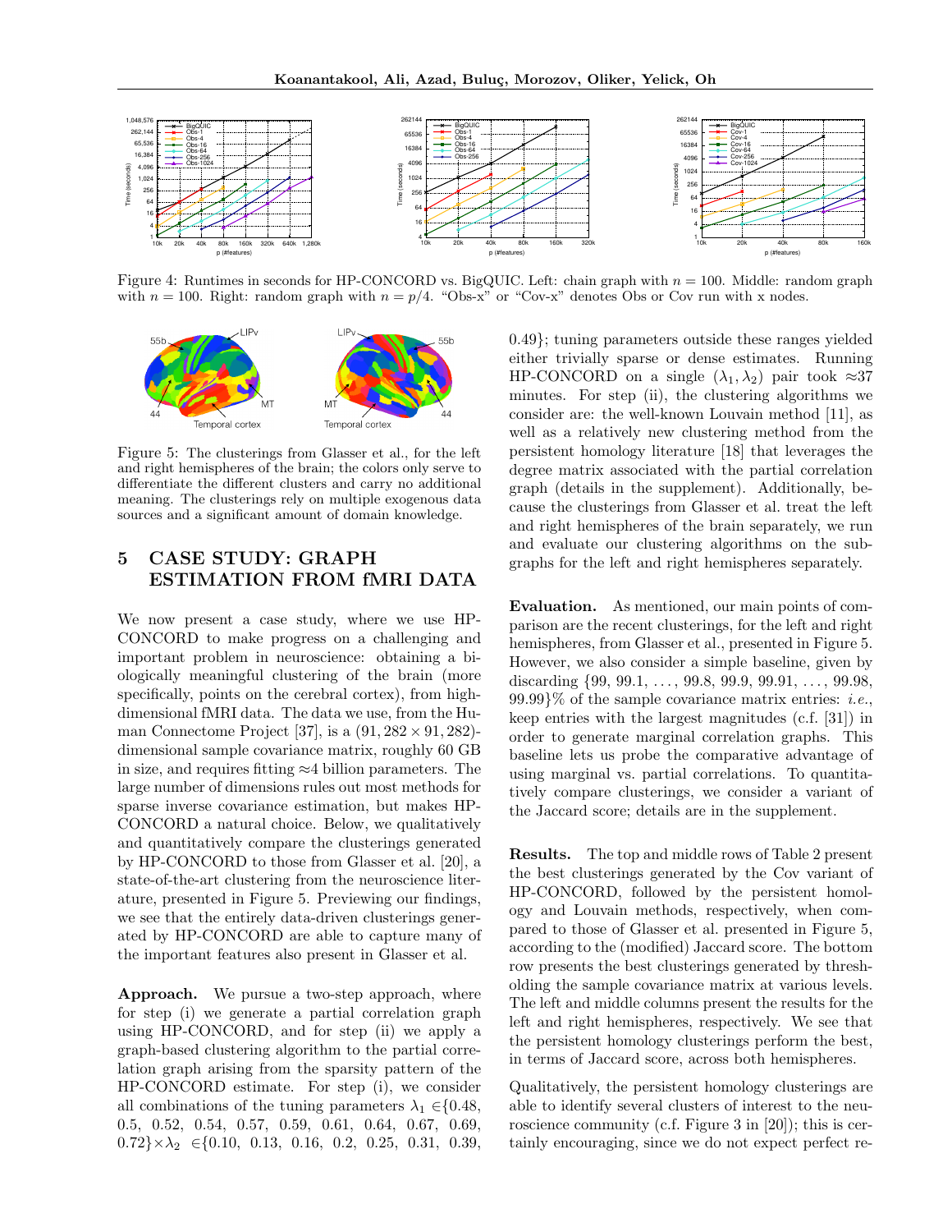Figure 4: Runtimes in seconds for HP-CONCORD vs. BigQUIC. Left: chain graph with $n = 100$. Middle: random graph with $n = 100$. Right: random graph with $n = p/4$. "Obs-x" or "Cov-x" denotes Obs or Cov run with x nodes.

Figure 5: The clusterings from Glasser et al., for the left and right hemispheres of the brain; the colors only serve to differentiate the different clusters and carry no additional meaning. The clusterings rely on multiple exogenous data sources and a significant amount of domain knowledge.

## 5 CASE STUDY: GRAPH ESTIMATION FROM fMRI DATA

We now present a case study, where we use HP-CONCORD to make progress on a challenging and important problem in neuroscience: obtaining a biologically meaningful clustering of the brain (more specifically, points on the cerebral cortex), from high-dimensional fMRI data. The data we use, from the Human Connectome Project [37], is a $(91,282 \times 91,282)$-dimensional sample covariance matrix, roughly 60 GB in size, and requires fitting ≈4 billion parameters. The large number of dimensions rules out most methods for sparse inverse covariance estimation, but makes HP-CONCORD a natural choice. Below, we qualitatively and quantitatively compare the clusterings generated by HP-CONCORD to those from Glasser et al. [20], a state-of-the-art clustering from the neuroscience literature, presented in Figure 5. Previewing our findings, we see that the entirely data-driven clusterings generated by HP-CONCORD are able to capture many of the important features also present in Glasser et al.

**Approach.** We pursue a two-step approach, where for step (i) we generate a partial correlation graph using HP-CONCORD, and for step (ii) we apply a graph-based clustering algorithm to the partial correlation graph arising from the sparsity pattern of the HP-CONCORD estimate. For step (i), we consider all combinations of the tuning parameters $\lambda_1 \in \{0.48, 0.5, 0.52, 0.54, 0.57, 0.59, 0.61, 0.64, 0.67, 0.69, 0.72\} \times \lambda_2 \in \{0.10, 0.13, 0.16, 0.2, 0.25, 0.31, 0.39, 0.49\}$; tuning parameters outside these ranges yielded either trivially sparse or dense estimates. Running HP-CONCORD on a single $(\lambda_1, \lambda_2)$ pair took ≈37 minutes. For step (ii), the clustering algorithms we consider are: the well-known Louvain method [11], as well as a relatively new clustering method from the persistent homology literature [18] that leverages the degree matrix associated with the partial correlation graph (details in the supplement). Additionally, because the clusterings from Glasser et al. treat the left and right hemispheres of the brain separately, we run and evaluate our clustering algorithms on the subgraphs for the left and right hemispheres separately.

**Evaluation.** As mentioned, our main points of comparison are the recent clusterings, for the left and right hemispheres, from Glasser et al., presented in Figure 5. However, we also consider a simple baseline, given by discarding {99, 99.1, ..., 99.8, 99.9, 99.91, ..., 99.98, 99.99}% of the sample covariance matrix entries: *i.e.*, keep entries with the largest magnitudes (c.f. [31]) in order to generate marginal correlation graphs. This baseline lets us probe the comparative advantage of using marginal vs. partial correlations. To quantitatively compare clusterings, we consider a variant of the Jaccard score; details are in the supplement.

**Results.** The top and middle rows of Table 2 present the best clusterings generated by the Cov variant of HP-CONCORD, followed by the persistent homology and Louvain methods, respectively, when compared to those of Glasser et al. presented in Figure 5, according to the (modified) Jaccard score. The bottom row presents the best clusterings generated by thresholding the sample covariance matrix at various levels. The left and middle columns present the results for the left and right hemispheres, respectively. We see that the persistent homology clusterings perform the best, in terms of Jaccard score, across both hemispheres.

Qualitatively, the persistent homology clusterings are able to identify several clusters of interest to the neuroscience community (c.f. Figure 3 in [20]); this is certainly encouraging, since we do not expect perfect re-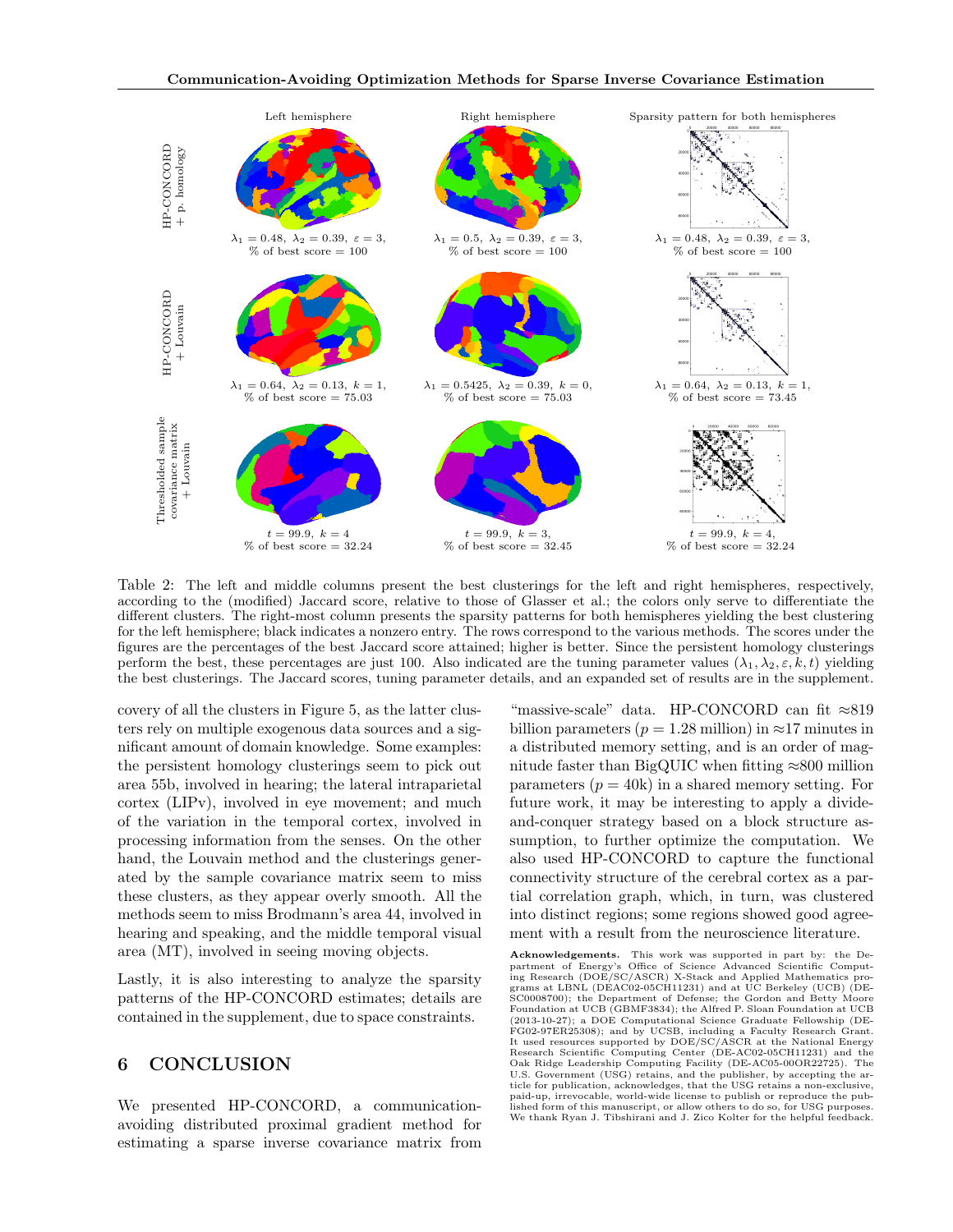| | Left hemisphere | Right hemisphere | Sparsity pattern for both hemispheres |
|---|---|---|---|
| HP-CONCORD + p. homology | $\lambda_1 = 0.48,\ \lambda_2 = 0.39,\ \varepsilon = 3,$ % of best score = 100 | $\lambda_1 = 0.5,\ \lambda_2 = 0.39,\ \varepsilon = 3,$ % of best score = 100 | $\lambda_1 = 0.48,\ \lambda_2 = 0.39,\ \varepsilon = 3,$ % of best score = 100 |
| HP-CONCORD + Louvain | $\lambda_1 = 0.64,\ \lambda_2 = 0.13,\ k = 1,$ % of best score = 75.03 | $\lambda_1 = 0.5425,\ \lambda_2 = 0.39,\ k = 0,$ % of best score = 75.03 | $\lambda_1 = 0.64,\ \lambda_2 = 0.13,\ k = 1,$ % of best score = 73.45 |
| Thresholded sample covariance matrix + Louvain | $t = 99.9,\ k = 4$ % of best score = 32.24 | $t = 99.9,\ k = 3,$ % of best score = 32.45 | $t = 99.9,\ k = 4,$ % of best score = 32.24 |

Table 2: The left and middle columns present the best clusterings for the left and right hemispheres, respectively, according to the (modified) Jaccard score, relative to those of Glasser et al.; the colors only serve to differentiate the different clusters. The right-most column presents the sparsity patterns for both hemispheres yielding the best clustering for the left hemisphere; black indicates a nonzero entry. The rows correspond to the various methods. The scores under the figures are the percentages of the best Jaccard score attained; higher is better. Since the persistent homology clusterings perform the best, these percentages are just 100. Also indicated are the tuning parameter values $(\lambda_1, \lambda_2, \varepsilon, k, t)$ yielding the best clusterings. The Jaccard scores, tuning parameter details, and an expanded set of results are in the supplement.

covery of all the clusters in Figure 5, as the latter clusters rely on multiple exogenous data sources and a significant amount of domain knowledge. Some examples: the persistent homology clusterings seem to pick out area 55b, involved in hearing; the lateral intraparietal cortex (LIPv), involved in eye movement; and much of the variation in the temporal cortex, involved in processing information from the senses. On the other hand, the Louvain method and the clusterings generated by the sample covariance matrix seem to miss these clusters, as they appear overly smooth. All the methods seem to miss Brodmann's area 44, involved in hearing and speaking, and the middle temporal visual area (MT), involved in seeing moving objects.

Lastly, it is also interesting to analyze the sparsity patterns of the HP-CONCORD estimates; details are contained in the supplement, due to space constraints.

## 6 CONCLUSION

We presented HP-CONCORD, a communication-avoiding distributed proximal gradient method for estimating a sparse inverse covariance matrix from "massive-scale" data. HP-CONCORD can fit ≈819 billion parameters ($p = 1.28$ million) in ≈17 minutes in a distributed memory setting, and is an order of magnitude faster than BigQUIC when fitting ≈800 million parameters ($p = 40$k) in a shared memory setting. For future work, it may be interesting to apply a divide-and-conquer strategy based on a block structure assumption, to further optimize the computation. We also used HP-CONCORD to capture the functional connectivity structure of the cerebral cortex as a partial correlation graph, which, in turn, was clustered into distinct regions; some regions showed good agreement with a result from the neuroscience literature.

**Acknowledgements.** This work was supported in part by: the Department of Energy's Office of Science Advanced Scientific Computing Research (DOE/SC/ASCR) X-Stack and Applied Mathematics programs at LBNL (DEAC02-05CH11231) and at UC Berkeley (UCB) (DE-SC0008700); the Department of Defense; the Gordon and Betty Moore Foundation at UCB (GBMF3834); the Alfred P. Sloan Foundation at UCB (2013-10-27); a DOE Computational Science Graduate Fellowship (DE-FG02-97ER25308); and by UCSB, including a Faculty Research Grant. It used resources supported by DOE/SC/ASCR at the National Energy Research Scientific Computing Center (DE-AC02-05CH11231) and the Oak Ridge Leadership Computing Facility (DE-AC05-00OR22725). The U.S. Government (USG) retains, and the publisher, by accepting the article for publication, acknowledges, that the USG retains a non-exclusive, paid-up, irrevocable, world-wide license to publish or reproduce the published form of this manuscript, or allow others to do so, for USG purposes. We thank Ryan J. Tibshirani and J. Zico Kolter for the helpful feedback.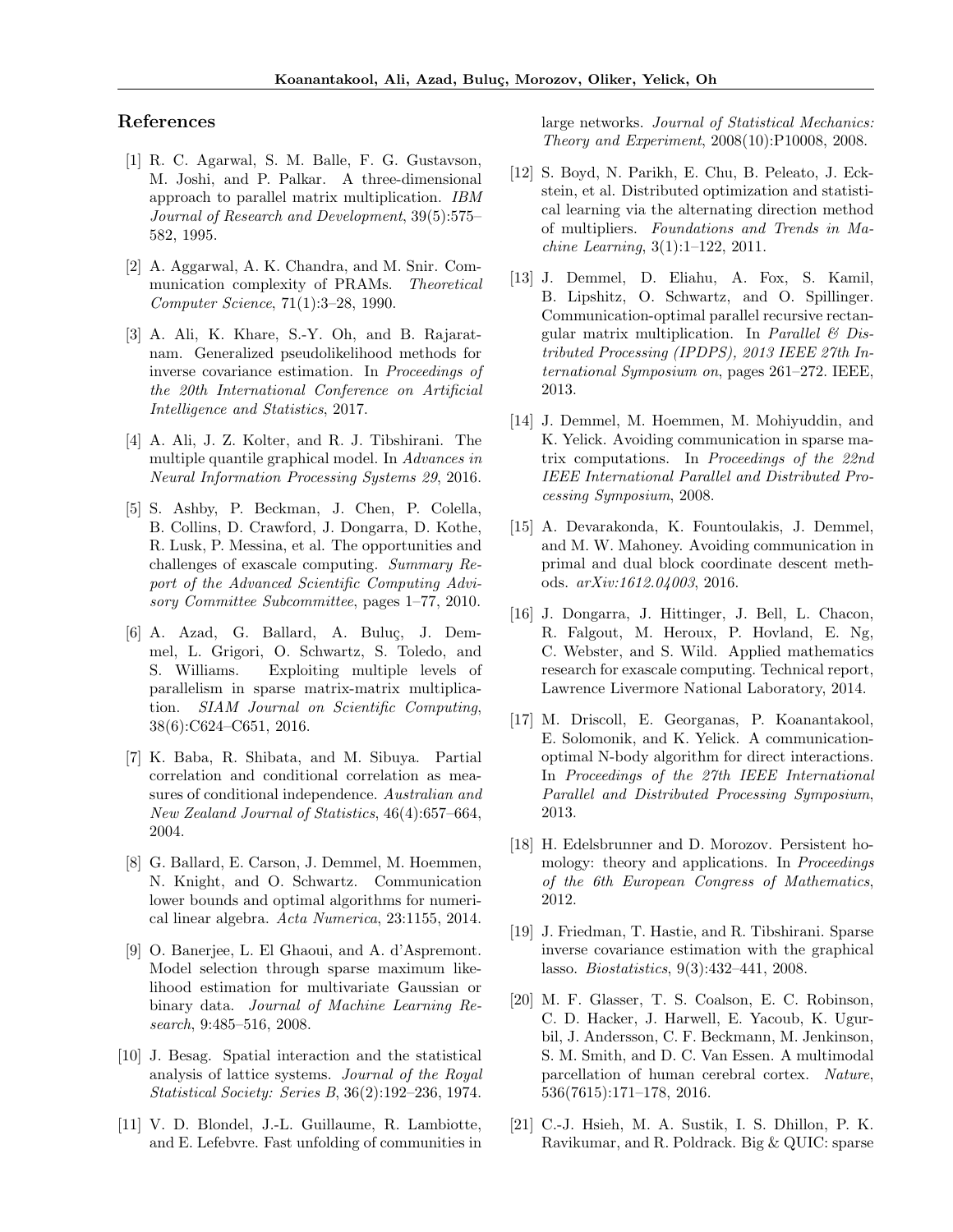## References

[1] R. C. Agarwal, S. M. Balle, F. G. Gustavson, M. Joshi, and P. Palkar. A three-dimensional approach to parallel matrix multiplication. *IBM Journal of Research and Development*, 39(5):575–582, 1995.

[2] A. Aggarwal, A. K. Chandra, and M. Snir. Communication complexity of PRAMs. *Theoretical Computer Science*, 71(1):3–28, 1990.

[3] A. Ali, K. Khare, S.-Y. Oh, and B. Rajaratnam. Generalized pseudolikelihood methods for inverse covariance estimation. In *Proceedings of the 20th International Conference on Artificial Intelligence and Statistics*, 2017.

[4] A. Ali, J. Z. Kolter, and R. J. Tibshirani. The multiple quantile graphical model. In *Advances in Neural Information Processing Systems 29*, 2016.

[5] S. Ashby, P. Beckman, J. Chen, P. Colella, B. Collins, D. Crawford, J. Dongarra, D. Kothe, R. Lusk, P. Messina, et al. The opportunities and challenges of exascale computing. *Summary Report of the Advanced Scientific Computing Advisory Committee Subcommittee*, pages 1–77, 2010.

[6] A. Azad, G. Ballard, A. Buluç, J. Demmel, L. Grigori, O. Schwartz, S. Toledo, and S. Williams. Exploiting multiple levels of parallelism in sparse matrix-matrix multiplication. *SIAM Journal on Scientific Computing*, 38(6):C624–C651, 2016.

[7] K. Baba, R. Shibata, and M. Sibuya. Partial correlation and conditional correlation as measures of conditional independence. *Australian and New Zealand Journal of Statistics*, 46(4):657–664, 2004.

[8] G. Ballard, E. Carson, J. Demmel, M. Hoemmen, N. Knight, and O. Schwartz. Communication lower bounds and optimal algorithms for numerical linear algebra. *Acta Numerica*, 23:1155, 2014.

[9] O. Banerjee, L. El Ghaoui, and A. d'Aspremont. Model selection through sparse maximum likelihood estimation for multivariate Gaussian or binary data. *Journal of Machine Learning Research*, 9:485–516, 2008.

[10] J. Besag. Spatial interaction and the statistical analysis of lattice systems. *Journal of the Royal Statistical Society: Series B*, 36(2):192–236, 1974.

[11] V. D. Blondel, J.-L. Guillaume, R. Lambiotte, and E. Lefebvre. Fast unfolding of communities in large networks. *Journal of Statistical Mechanics: Theory and Experiment*, 2008(10):P10008, 2008.

[12] S. Boyd, N. Parikh, E. Chu, B. Peleato, J. Eckstein, et al. Distributed optimization and statistical learning via the alternating direction method of multipliers. *Foundations and Trends in Machine Learning*, 3(1):1–122, 2011.

[13] J. Demmel, D. Eliahu, A. Fox, S. Kamil, B. Lipshitz, O. Schwartz, and O. Spillinger. Communication-optimal parallel recursive rectangular matrix multiplication. In *Parallel & Distributed Processing (IPDPS), 2013 IEEE 27th International Symposium on*, pages 261–272. IEEE, 2013.

[14] J. Demmel, M. Hoemmen, M. Mohiyuddin, and K. Yelick. Avoiding communication in sparse matrix computations. In *Proceedings of the 22nd IEEE International Parallel and Distributed Processing Symposium*, 2008.

[15] A. Devarakonda, K. Fountoulakis, J. Demmel, and M. W. Mahoney. Avoiding communication in primal and dual block coordinate descent methods. *arXiv:1612.04003*, 2016.

[16] J. Dongarra, J. Hittinger, J. Bell, L. Chacon, R. Falgout, M. Heroux, P. Hovland, E. Ng, C. Webster, and S. Wild. Applied mathematics research for exascale computing. Technical report, Lawrence Livermore National Laboratory, 2014.

[17] M. Driscoll, E. Georganas, P. Koanantakool, E. Solomonik, and K. Yelick. A communication-optimal N-body algorithm for direct interactions. In *Proceedings of the 27th IEEE International Parallel and Distributed Processing Symposium*, 2013.

[18] H. Edelsbrunner and D. Morozov. Persistent homology: theory and applications. In *Proceedings of the 6th European Congress of Mathematics*, 2012.

[19] J. Friedman, T. Hastie, and R. Tibshirani. Sparse inverse covariance estimation with the graphical lasso. *Biostatistics*, 9(3):432–441, 2008.

[20] M. F. Glasser, T. S. Coalson, E. C. Robinson, C. D. Hacker, J. Harwell, E. Yacoub, K. Ugurbil, J. Andersson, C. F. Beckmann, M. Jenkinson, S. M. Smith, and D. C. Van Essen. A multimodal parcellation of human cerebral cortex. *Nature*, 536(7615):171–178, 2016.

[21] C.-J. Hsieh, M. A. Sustik, I. S. Dhillon, P. K. Ravikumar, and R. Poldrack. Big & QUIC: sparse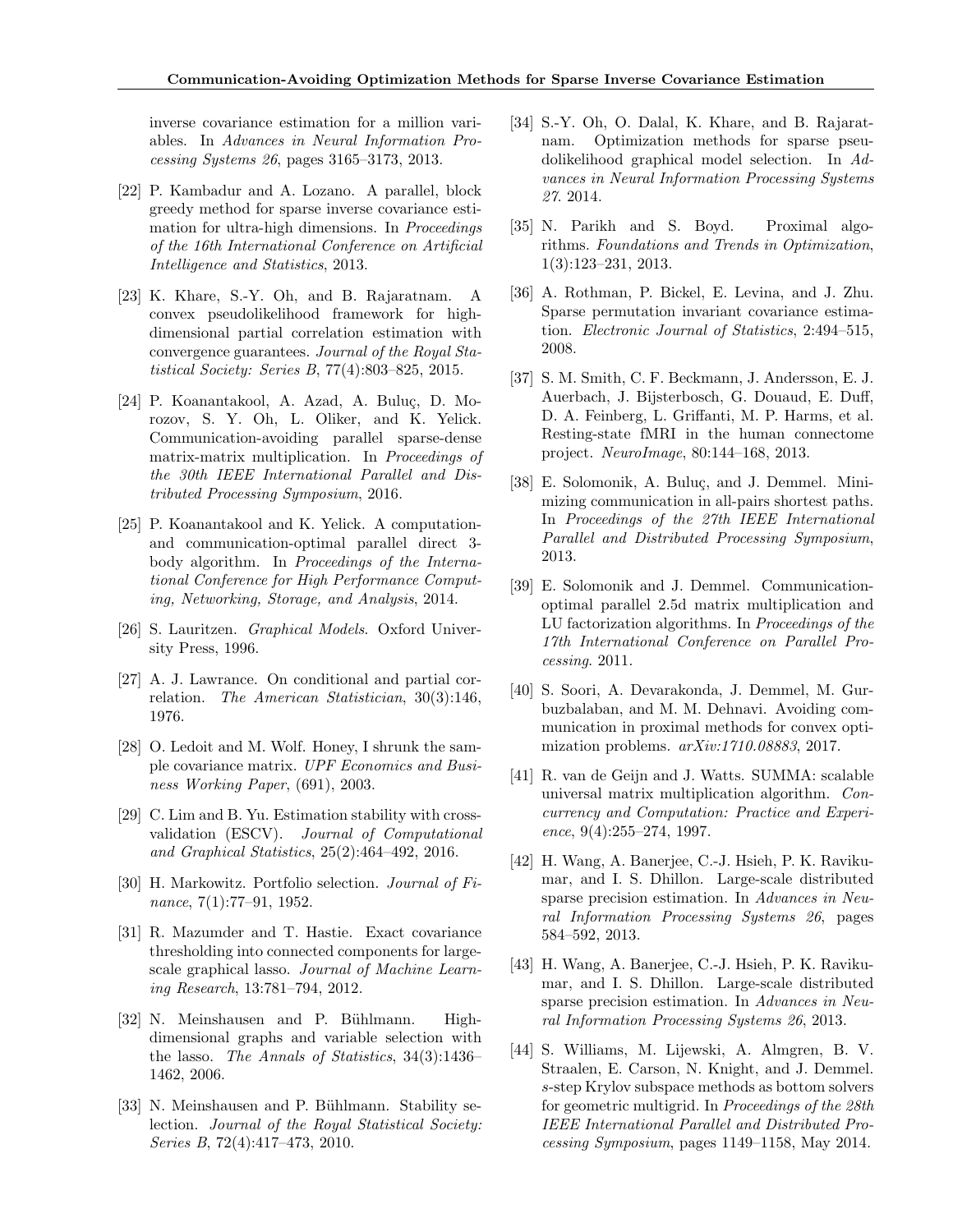inverse covariance estimation for a million variables. In *Advances in Neural Information Processing Systems 26*, pages 3165–3173, 2013.

[22] P. Kambadur and A. Lozano. A parallel, block greedy method for sparse inverse covariance estimation for ultra-high dimensions. In *Proceedings of the 16th International Conference on Artificial Intelligence and Statistics*, 2013.

[23] K. Khare, S.-Y. Oh, and B. Rajaratnam. A convex pseudolikelihood framework for high-dimensional partial correlation estimation with convergence guarantees. *Journal of the Royal Statistical Society: Series B*, 77(4):803–825, 2015.

[24] P. Koanantakool, A. Azad, A. Buluç, D. Morozov, S. Y. Oh, L. Oliker, and K. Yelick. Communication-avoiding parallel sparse-dense matrix-matrix multiplication. In *Proceedings of the 30th IEEE International Parallel and Distributed Processing Symposium*, 2016.

[25] P. Koanantakool and K. Yelick. A computation- and communication-optimal parallel direct 3-body algorithm. In *Proceedings of the International Conference for High Performance Computing, Networking, Storage, and Analysis*, 2014.

[26] S. Lauritzen. *Graphical Models*. Oxford University Press, 1996.

[27] A. J. Lawrance. On conditional and partial correlation. *The American Statistician*, 30(3):146, 1976.

[28] O. Ledoit and M. Wolf. Honey, I shrunk the sample covariance matrix. *UPF Economics and Business Working Paper*, (691), 2003.

[29] C. Lim and B. Yu. Estimation stability with cross-validation (ESCV). *Journal of Computational and Graphical Statistics*, 25(2):464–492, 2016.

[30] H. Markowitz. Portfolio selection. *Journal of Finance*, 7(1):77–91, 1952.

[31] R. Mazumder and T. Hastie. Exact covariance thresholding into connected components for large-scale graphical lasso. *Journal of Machine Learning Research*, 13:781–794, 2012.

[32] N. Meinshausen and P. Bühlmann. High-dimensional graphs and variable selection with the lasso. *The Annals of Statistics*, 34(3):1436–1462, 2006.

[33] N. Meinshausen and P. Bühlmann. Stability selection. *Journal of the Royal Statistical Society: Series B*, 72(4):417–473, 2010.

[34] S.-Y. Oh, O. Dalal, K. Khare, and B. Rajaratnam. Optimization methods for sparse pseudolikelihood graphical model selection. In *Advances in Neural Information Processing Systems 27*. 2014.

[35] N. Parikh and S. Boyd. Proximal algorithms. *Foundations and Trends in Optimization*, 1(3):123–231, 2013.

[36] A. Rothman, P. Bickel, E. Levina, and J. Zhu. Sparse permutation invariant covariance estimation. *Electronic Journal of Statistics*, 2:494–515, 2008.

[37] S. M. Smith, C. F. Beckmann, J. Andersson, E. J. Auerbach, J. Bijsterbosch, G. Douaud, E. Duff, D. A. Feinberg, L. Griffanti, M. P. Harms, et al. Resting-state fMRI in the human connectome project. *NeuroImage*, 80:144–168, 2013.

[38] E. Solomonik, A. Buluç, and J. Demmel. Minimizing communication in all-pairs shortest paths. In *Proceedings of the 27th IEEE International Parallel and Distributed Processing Symposium*, 2013.

[39] E. Solomonik and J. Demmel. Communication-optimal parallel 2.5d matrix multiplication and LU factorization algorithms. In *Proceedings of the 17th International Conference on Parallel Processing*. 2011.

[40] S. Soori, A. Devarakonda, J. Demmel, M. Gurbuzbalaban, and M. M. Dehnavi. Avoiding communication in proximal methods for convex optimization problems. *arXiv:1710.08883*, 2017.

[41] R. van de Geijn and J. Watts. SUMMA: scalable universal matrix multiplication algorithm. *Concurrency and Computation: Practice and Experience*, 9(4):255–274, 1997.

[42] H. Wang, A. Banerjee, C.-J. Hsieh, P. K. Ravikumar, and I. S. Dhillon. Large-scale distributed sparse precision estimation. In *Advances in Neural Information Processing Systems 26*, pages 584–592, 2013.

[43] H. Wang, A. Banerjee, C.-J. Hsieh, P. K. Ravikumar, and I. S. Dhillon. Large-scale distributed sparse precision estimation. In *Advances in Neural Information Processing Systems 26*, 2013.

[44] S. Williams, M. Lijewski, A. Almgren, B. V. Straalen, E. Carson, N. Knight, and J. Demmel. $s$-step Krylov subspace methods as bottom solvers for geometric multigrid. In *Proceedings of the 28th IEEE International Parallel and Distributed Processing Symposium*, pages 1149–1158, May 2014.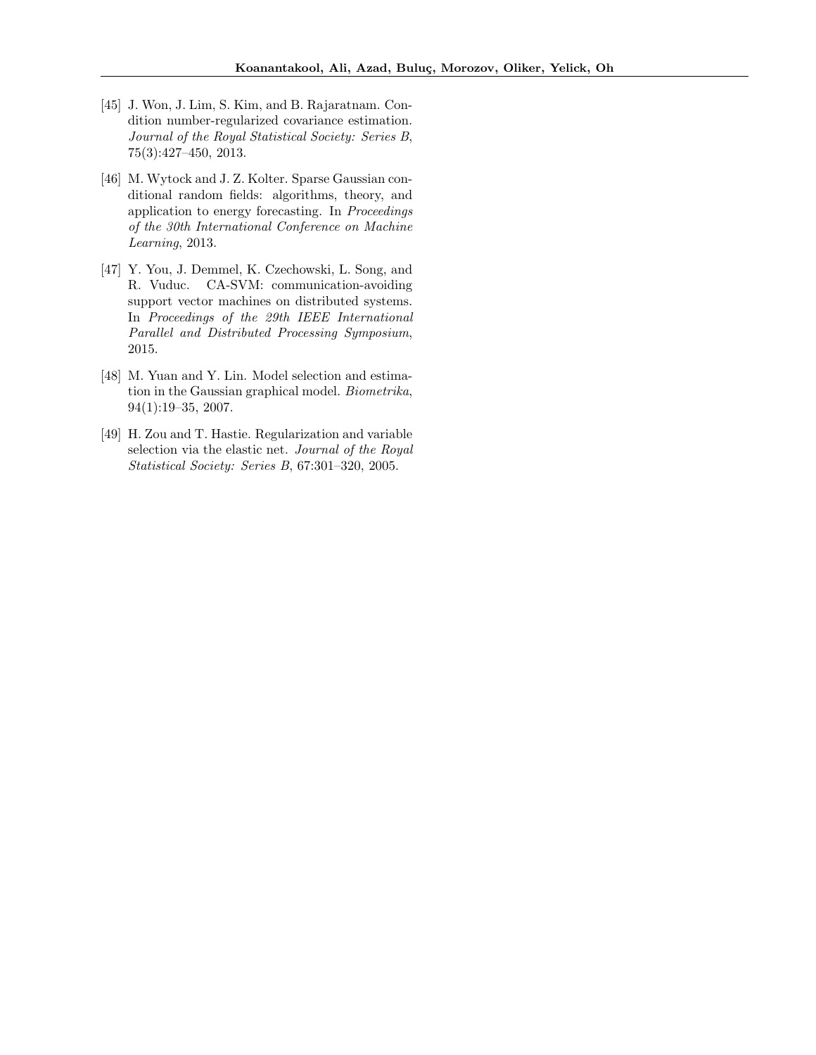[45] J. Won, J. Lim, S. Kim, and B. Rajaratnam. Condition number-regularized covariance estimation. *Journal of the Royal Statistical Society: Series B*, 75(3):427–450, 2013.

[46] M. Wytock and J. Z. Kolter. Sparse Gaussian conditional random fields: algorithms, theory, and application to energy forecasting. In *Proceedings of the 30th International Conference on Machine Learning*, 2013.

[47] Y. You, J. Demmel, K. Czechowski, L. Song, and R. Vuduc. CA-SVM: communication-avoiding support vector machines on distributed systems. In *Proceedings of the 29th IEEE International Parallel and Distributed Processing Symposium*, 2015.

[48] M. Yuan and Y. Lin. Model selection and estimation in the Gaussian graphical model. *Biometrika*, 94(1):19–35, 2007.

[49] H. Zou and T. Hastie. Regularization and variable selection via the elastic net. *Journal of the Royal Statistical Society: Series B*, 67:301–320, 2005.